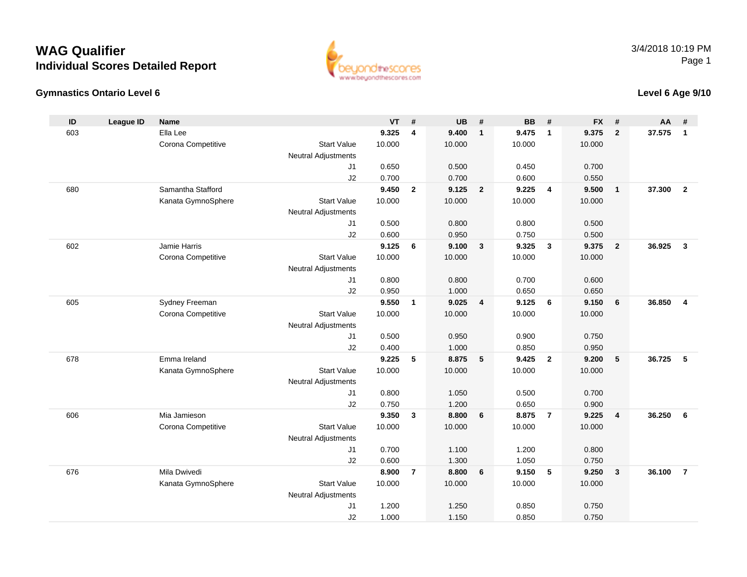# WAG Qualifier

## Individual Scores Detailed Report

3/4/2018 10:19 PM

### Gymnastics Ontario Level 6

### Level 6 Age 9/10

| ID | League ID | Name | | VT | # | UB | # | BB | # | FX | # | AA | # |
|---|---|---|---|---|---|---|---|---|---|---|---|---|---|
| 603 | | Ella Lee | | **9.325** | **4** | **9.400** | **1** | **9.475** | **1** | **9.375** | **2** | **37.575** | **1** |
| | | Corona Competitive | Start Value | 10.000 | | 10.000 | | 10.000 | | 10.000 | | | |
| | | | Neutral Adjustments | | | | | | | | | | |
| | | | J1 | 0.650 | | 0.500 | | 0.450 | | 0.700 | | | |
| | | | J2 | 0.700 | | 0.700 | | 0.600 | | 0.550 | | | |
| 680 | | Samantha Stafford | | **9.450** | **2** | **9.125** | **2** | **9.225** | **4** | **9.500** | **1** | **37.300** | **2** |
| | | Kanata GymnoSphere | Start Value | 10.000 | | 10.000 | | 10.000 | | 10.000 | | | |
| | | | Neutral Adjustments | | | | | | | | | | |
| | | | J1 | 0.500 | | 0.800 | | 0.800 | | 0.500 | | | |
| | | | J2 | 0.600 | | 0.950 | | 0.750 | | 0.500 | | | |
| 602 | | Jamie Harris | | **9.125** | **6** | **9.100** | **3** | **9.325** | **3** | **9.375** | **2** | **36.925** | **3** |
| | | Corona Competitive | Start Value | 10.000 | | 10.000 | | 10.000 | | 10.000 | | | |
| | | | Neutral Adjustments | | | | | | | | | | |
| | | | J1 | 0.800 | | 0.800 | | 0.700 | | 0.600 | | | |
| | | | J2 | 0.950 | | 1.000 | | 0.650 | | 0.650 | | | |
| 605 | | Sydney Freeman | | **9.550** | **1** | **9.025** | **4** | **9.125** | **6** | **9.150** | **6** | **36.850** | **4** |
| | | Corona Competitive | Start Value | 10.000 | | 10.000 | | 10.000 | | 10.000 | | | |
| | | | Neutral Adjustments | | | | | | | | | | |
| | | | J1 | 0.500 | | 0.950 | | 0.900 | | 0.750 | | | |
| | | | J2 | 0.400 | | 1.000 | | 0.850 | | 0.950 | | | |
| 678 | | Emma Ireland | | **9.225** | **5** | **8.875** | **5** | **9.425** | **2** | **9.200** | **5** | **36.725** | **5** |
| | | Kanata GymnoSphere | Start Value | 10.000 | | 10.000 | | 10.000 | | 10.000 | | | |
| | | | Neutral Adjustments | | | | | | | | | | |
| | | | J1 | 0.800 | | 1.050 | | 0.500 | | 0.700 | | | |
| | | | J2 | 0.750 | | 1.200 | | 0.650 | | 0.900 | | | |
| 606 | | Mia Jamieson | | **9.350** | **3** | **8.800** | **6** | **8.875** | **7** | **9.225** | **4** | **36.250** | **6** |
| | | Corona Competitive | Start Value | 10.000 | | 10.000 | | 10.000 | | 10.000 | | | |
| | | | Neutral Adjustments | | | | | | | | | | |
| | | | J1 | 0.700 | | 1.100 | | 1.200 | | 0.800 | | | |
| | | | J2 | 0.600 | | 1.300 | | 1.050 | | 0.750 | | | |
| 676 | | Mila Dwivedi | | **8.900** | **7** | **8.800** | **6** | **9.150** | **5** | **9.250** | **3** | **36.100** | **7** |
| | | Kanata GymnoSphere | Start Value | 10.000 | | 10.000 | | 10.000 | | 10.000 | | | |
| | | | Neutral Adjustments | | | | | | | | | | |
| | | | J1 | 1.200 | | 1.250 | | 0.850 | | 0.750 | | | |
| | | | J2 | 1.000 | | 1.150 | | 0.850 | | 0.750 | | | |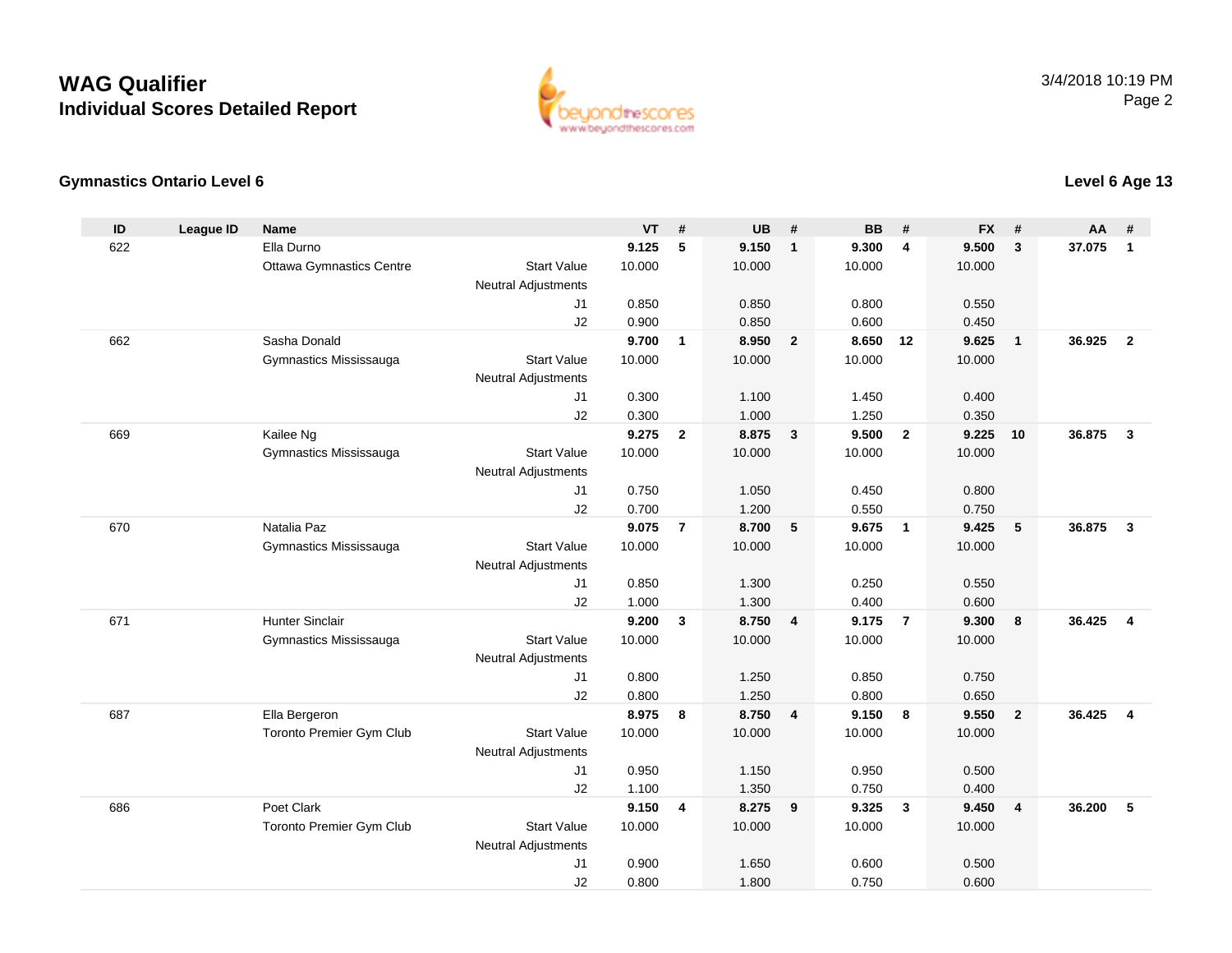# WAG Qualifier
## Individual Scores Detailed Report

3/4/2018 10:19 PM

### Gymnastics Ontario Level 6

### Level 6 Age 13

| ID | League ID | Name | | VT | # | UB | # | BB | # | FX | # | AA | # |
|---|---|---|---|---|---|---|---|---|---|---|---|---|---|
| 622 | | Ella Durno | | **9.125** | **5** | **9.150** | **1** | **9.300** | **4** | **9.500** | **3** | **37.075** | **1** |
| | | Ottawa Gymnastics Centre | Start Value | 10.000 | | 10.000 | | 10.000 | | 10.000 | | | |
| | | | Neutral Adjustments | | | | | | | | | | |
| | | | J1 | 0.850 | | 0.850 | | 0.800 | | 0.550 | | | |
| | | | J2 | 0.900 | | 0.850 | | 0.600 | | 0.450 | | | |
| 662 | | Sasha Donald | | **9.700** | **1** | **8.950** | **2** | **8.650** | **12** | **9.625** | **1** | **36.925** | **2** |
| | | Gymnastics Mississauga | Start Value | 10.000 | | 10.000 | | 10.000 | | 10.000 | | | |
| | | | Neutral Adjustments | | | | | | | | | | |
| | | | J1 | 0.300 | | 1.100 | | 1.450 | | 0.400 | | | |
| | | | J2 | 0.300 | | 1.000 | | 1.250 | | 0.350 | | | |
| 669 | | Kailee Ng | | **9.275** | **2** | **8.875** | **3** | **9.500** | **2** | **9.225** | **10** | **36.875** | **3** |
| | | Gymnastics Mississauga | Start Value | 10.000 | | 10.000 | | 10.000 | | 10.000 | | | |
| | | | Neutral Adjustments | | | | | | | | | | |
| | | | J1 | 0.750 | | 1.050 | | 0.450 | | 0.800 | | | |
| | | | J2 | 0.700 | | 1.200 | | 0.550 | | 0.750 | | | |
| 670 | | Natalia Paz | | **9.075** | **7** | **8.700** | **5** | **9.675** | **1** | **9.425** | **5** | **36.875** | **3** |
| | | Gymnastics Mississauga | Start Value | 10.000 | | 10.000 | | 10.000 | | 10.000 | | | |
| | | | Neutral Adjustments | | | | | | | | | | |
| | | | J1 | 0.850 | | 1.300 | | 0.250 | | 0.550 | | | |
| | | | J2 | 1.000 | | 1.300 | | 0.400 | | 0.600 | | | |
| 671 | | Hunter Sinclair | | **9.200** | **3** | **8.750** | **4** | **9.175** | **7** | **9.300** | **8** | **36.425** | **4** |
| | | Gymnastics Mississauga | Start Value | 10.000 | | 10.000 | | 10.000 | | 10.000 | | | |
| | | | Neutral Adjustments | | | | | | | | | | |
| | | | J1 | 0.800 | | 1.250 | | 0.850 | | 0.750 | | | |
| | | | J2 | 0.800 | | 1.250 | | 0.800 | | 0.650 | | | |
| 687 | | Ella Bergeron | | **8.975** | **8** | **8.750** | **4** | **9.150** | **8** | **9.550** | **2** | **36.425** | **4** |
| | | Toronto Premier Gym Club | Start Value | 10.000 | | 10.000 | | 10.000 | | 10.000 | | | |
| | | | Neutral Adjustments | | | | | | | | | | |
| | | | J1 | 0.950 | | 1.150 | | 0.950 | | 0.500 | | | |
| | | | J2 | 1.100 | | 1.350 | | 0.750 | | 0.400 | | | |
| 686 | | Poet Clark | | **9.150** | **4** | **8.275** | **9** | **9.325** | **3** | **9.450** | **4** | **36.200** | **5** |
| | | Toronto Premier Gym Club | Start Value | 10.000 | | 10.000 | | 10.000 | | 10.000 | | | |
| | | | Neutral Adjustments | | | | | | | | | | |
| | | | J1 | 0.900 | | 1.650 | | 0.600 | | 0.500 | | | |
| | | | J2 | 0.800 | | 1.800 | | 0.750 | | 0.600 | | | |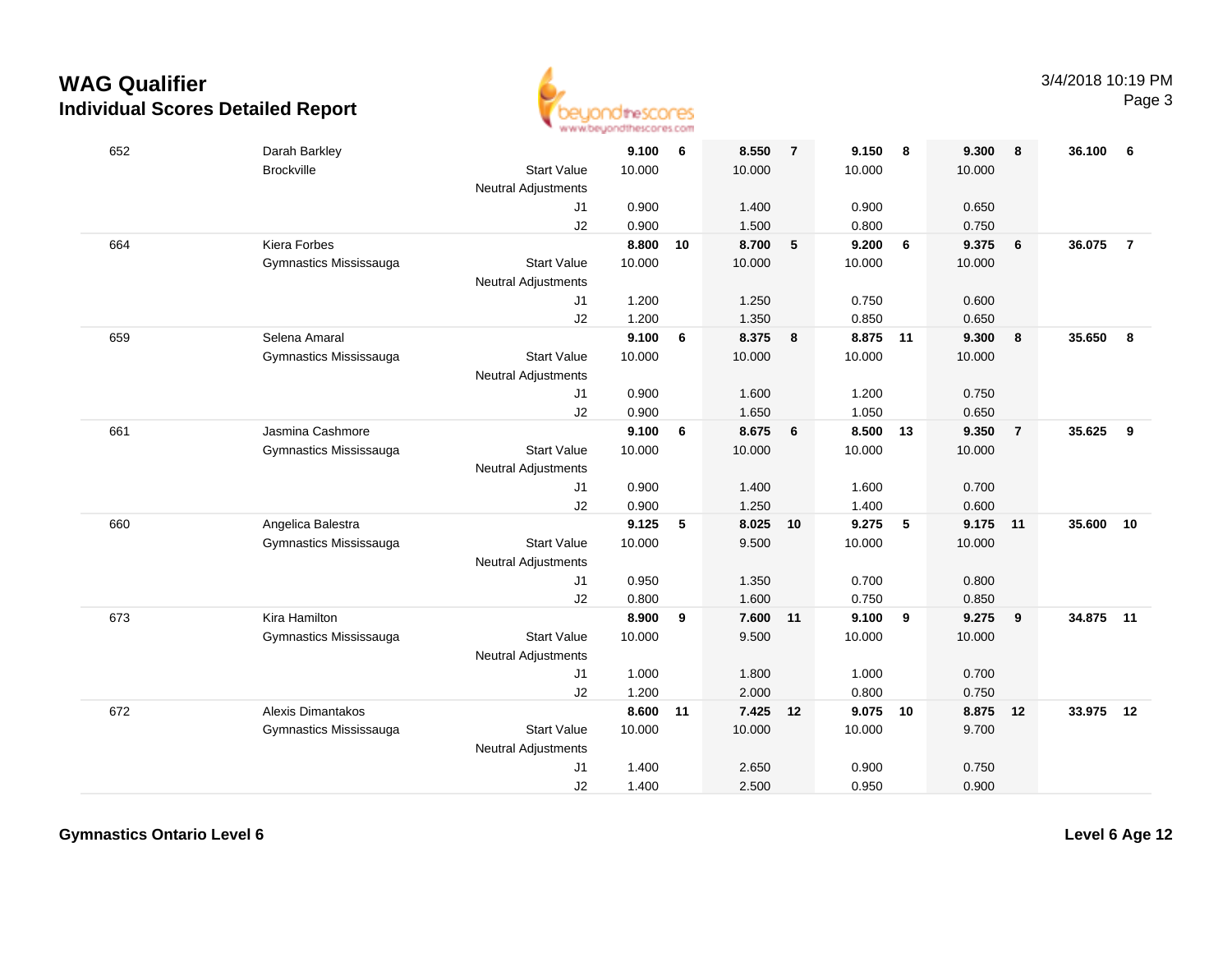# WAG Qualifier
## Individual Scores Detailed Report

3/4/2018 10:19 PM

| # | Name / Club | | Vault | Rank | Bars | Rank | Beam | Rank | Floor | Rank | AA | Rank |
|---|---|---|---|---|---|---|---|---|---|---|---|---|
| 652 | Darah Barkley | | **9.100** | **6** | **8.550** | **7** | **9.150** | **8** | **9.300** | **8** | **36.100** | **6** |
| | Brockville | Start Value | 10.000 | | 10.000 | | 10.000 | | 10.000 | | | |
| | | Neutral Adjustments | | | | | | | | | | |
| | | J1 | 0.900 | | 1.400 | | 0.900 | | 0.650 | | | |
| | | J2 | 0.900 | | 1.500 | | 0.800 | | 0.750 | | | |
| 664 | Kiera Forbes | | **8.800** | **10** | **8.700** | **5** | **9.200** | **6** | **9.375** | **6** | **36.075** | **7** |
| | Gymnastics Mississauga | Start Value | 10.000 | | 10.000 | | 10.000 | | 10.000 | | | |
| | | Neutral Adjustments | | | | | | | | | | |
| | | J1 | 1.200 | | 1.250 | | 0.750 | | 0.600 | | | |
| | | J2 | 1.200 | | 1.350 | | 0.850 | | 0.650 | | | |
| 659 | Selena Amaral | | **9.100** | **6** | **8.375** | **8** | **8.875** | **11** | **9.300** | **8** | **35.650** | **8** |
| | Gymnastics Mississauga | Start Value | 10.000 | | 10.000 | | 10.000 | | 10.000 | | | |
| | | Neutral Adjustments | | | | | | | | | | |
| | | J1 | 0.900 | | 1.600 | | 1.200 | | 0.750 | | | |
| | | J2 | 0.900 | | 1.650 | | 1.050 | | 0.650 | | | |
| 661 | Jasmina Cashmore | | **9.100** | **6** | **8.675** | **6** | **8.500** | **13** | **9.350** | **7** | **35.625** | **9** |
| | Gymnastics Mississauga | Start Value | 10.000 | | 10.000 | | 10.000 | | 10.000 | | | |
| | | Neutral Adjustments | | | | | | | | | | |
| | | J1 | 0.900 | | 1.400 | | 1.600 | | 0.700 | | | |
| | | J2 | 0.900 | | 1.250 | | 1.400 | | 0.600 | | | |
| 660 | Angelica Balestra | | **9.125** | **5** | **8.025** | **10** | **9.275** | **5** | **9.175** | **11** | **35.600** | **10** |
| | Gymnastics Mississauga | Start Value | 10.000 | | 9.500 | | 10.000 | | 10.000 | | | |
| | | Neutral Adjustments | | | | | | | | | | |
| | | J1 | 0.950 | | 1.350 | | 0.700 | | 0.800 | | | |
| | | J2 | 0.800 | | 1.600 | | 0.750 | | 0.850 | | | |
| 673 | Kira Hamilton | | **8.900** | **9** | **7.600** | **11** | **9.100** | **9** | **9.275** | **9** | **34.875** | **11** |
| | Gymnastics Mississauga | Start Value | 10.000 | | 9.500 | | 10.000 | | 10.000 | | | |
| | | Neutral Adjustments | | | | | | | | | | |
| | | J1 | 1.000 | | 1.800 | | 1.000 | | 0.700 | | | |
| | | J2 | 1.200 | | 2.000 | | 0.800 | | 0.750 | | | |
| 672 | Alexis Dimantakos | | **8.600** | **11** | **7.425** | **12** | **9.075** | **10** | **8.875** | **12** | **33.975** | **12** |
| | Gymnastics Mississauga | Start Value | 10.000 | | 10.000 | | 10.000 | | 9.700 | | | |
| | | Neutral Adjustments | | | | | | | | | | |
| | | J1 | 1.400 | | 2.650 | | 0.900 | | 0.750 | | | |
| | | J2 | 1.400 | | 2.500 | | 0.950 | | 0.900 | | | |

**Gymnastics Ontario Level 6** **Level 6 Age 12**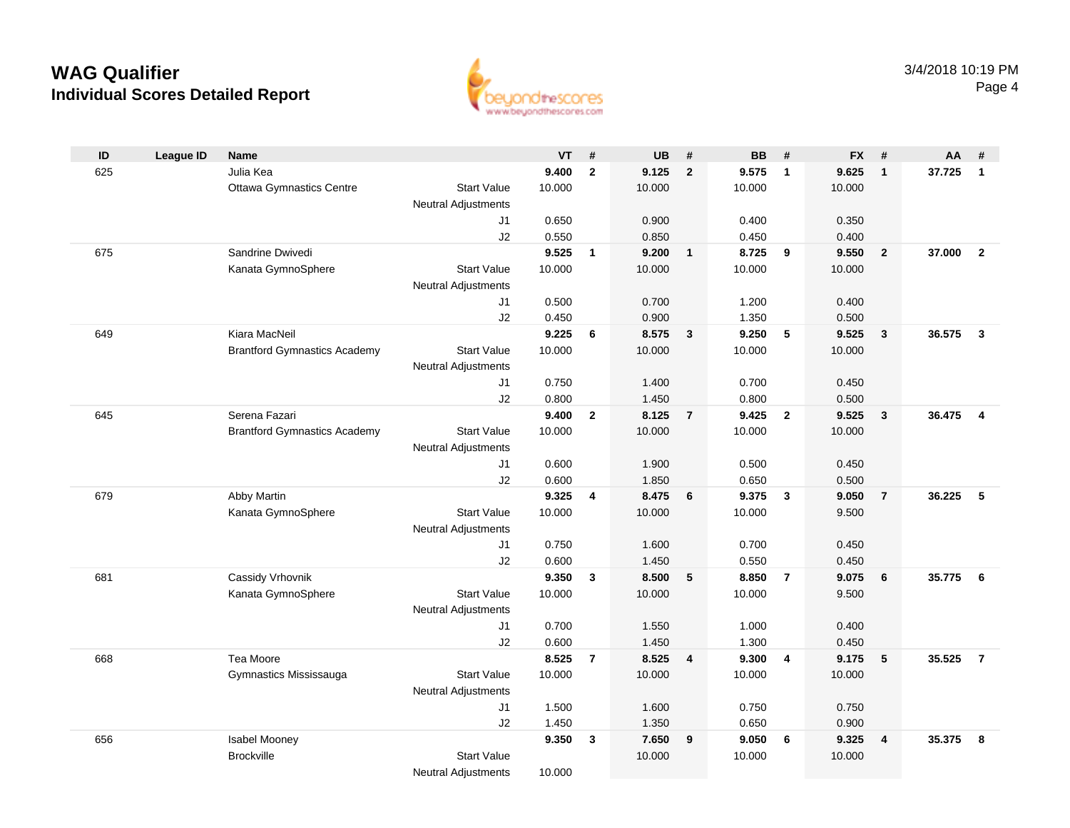# WAG Qualifier
## Individual Scores Detailed Report

3/4/2018 10:19 PM

| ID | League ID | Name | | VT | # | UB | # | BB | # | FX | # | AA | # |
|---|---|---|---|---|---|---|---|---|---|---|---|---|---|
| 625 | | Julia Kea | | **9.400** | **2** | **9.125** | **2** | **9.575** | **1** | **9.625** | **1** | **37.725** | **1** |
| | | Ottawa Gymnastics Centre | Start Value | 10.000 | | 10.000 | | 10.000 | | 10.000 | | | |
| | | | Neutral Adjustments | | | | | | | | | | |
| | | | J1 | 0.650 | | 0.900 | | 0.400 | | 0.350 | | | |
| | | | J2 | 0.550 | | 0.850 | | 0.450 | | 0.400 | | | |
| 675 | | Sandrine Dwivedi | | **9.525** | **1** | **9.200** | **1** | **8.725** | **9** | **9.550** | **2** | **37.000** | **2** |
| | | Kanata GymnoSphere | Start Value | 10.000 | | 10.000 | | 10.000 | | 10.000 | | | |
| | | | Neutral Adjustments | | | | | | | | | | |
| | | | J1 | 0.500 | | 0.700 | | 1.200 | | 0.400 | | | |
| | | | J2 | 0.450 | | 0.900 | | 1.350 | | 0.500 | | | |
| 649 | | Kiara MacNeil | | **9.225** | **6** | **8.575** | **3** | **9.250** | **5** | **9.525** | **3** | **36.575** | **3** |
| | | Brantford Gymnastics Academy | Start Value | 10.000 | | 10.000 | | 10.000 | | 10.000 | | | |
| | | | Neutral Adjustments | | | | | | | | | | |
| | | | J1 | 0.750 | | 1.400 | | 0.700 | | 0.450 | | | |
| | | | J2 | 0.800 | | 1.450 | | 0.800 | | 0.500 | | | |
| 645 | | Serena Fazari | | **9.400** | **2** | **8.125** | **7** | **9.425** | **2** | **9.525** | **3** | **36.475** | **4** |
| | | Brantford Gymnastics Academy | Start Value | 10.000 | | 10.000 | | 10.000 | | 10.000 | | | |
| | | | Neutral Adjustments | | | | | | | | | | |
| | | | J1 | 0.600 | | 1.900 | | 0.500 | | 0.450 | | | |
| | | | J2 | 0.600 | | 1.850 | | 0.650 | | 0.500 | | | |
| 679 | | Abby Martin | | **9.325** | **4** | **8.475** | **6** | **9.375** | **3** | **9.050** | **7** | **36.225** | **5** |
| | | Kanata GymnoSphere | Start Value | 10.000 | | 10.000 | | 10.000 | | 9.500 | | | |
| | | | Neutral Adjustments | | | | | | | | | | |
| | | | J1 | 0.750 | | 1.600 | | 0.700 | | 0.450 | | | |
| | | | J2 | 0.600 | | 1.450 | | 0.550 | | 0.450 | | | |
| 681 | | Cassidy Vrhovnik | | **9.350** | **3** | **8.500** | **5** | **8.850** | **7** | **9.075** | **6** | **35.775** | **6** |
| | | Kanata GymnoSphere | Start Value | 10.000 | | 10.000 | | 10.000 | | 9.500 | | | |
| | | | Neutral Adjustments | | | | | | | | | | |
| | | | J1 | 0.700 | | 1.550 | | 1.000 | | 0.400 | | | |
| | | | J2 | 0.600 | | 1.450 | | 1.300 | | 0.450 | | | |
| 668 | | Tea Moore | | **8.525** | **7** | **8.525** | **4** | **9.300** | **4** | **9.175** | **5** | **35.525** | **7** |
| | | Gymnastics Mississauga | Start Value | 10.000 | | 10.000 | | 10.000 | | 10.000 | | | |
| | | | Neutral Adjustments | | | | | | | | | | |
| | | | J1 | 1.500 | | 1.600 | | 0.750 | | 0.750 | | | |
| | | | J2 | 1.450 | | 1.350 | | 0.650 | | 0.900 | | | |
| 656 | | Isabel Mooney | | **9.350** | **3** | **7.650** | **9** | **9.050** | **6** | **9.325** | **4** | **35.375** | **8** |
| | | Brockville | Start Value | | | 10.000 | | 10.000 | | 10.000 | | | |
| | | | Neutral Adjustments | 10.000 | | | | | | | | | |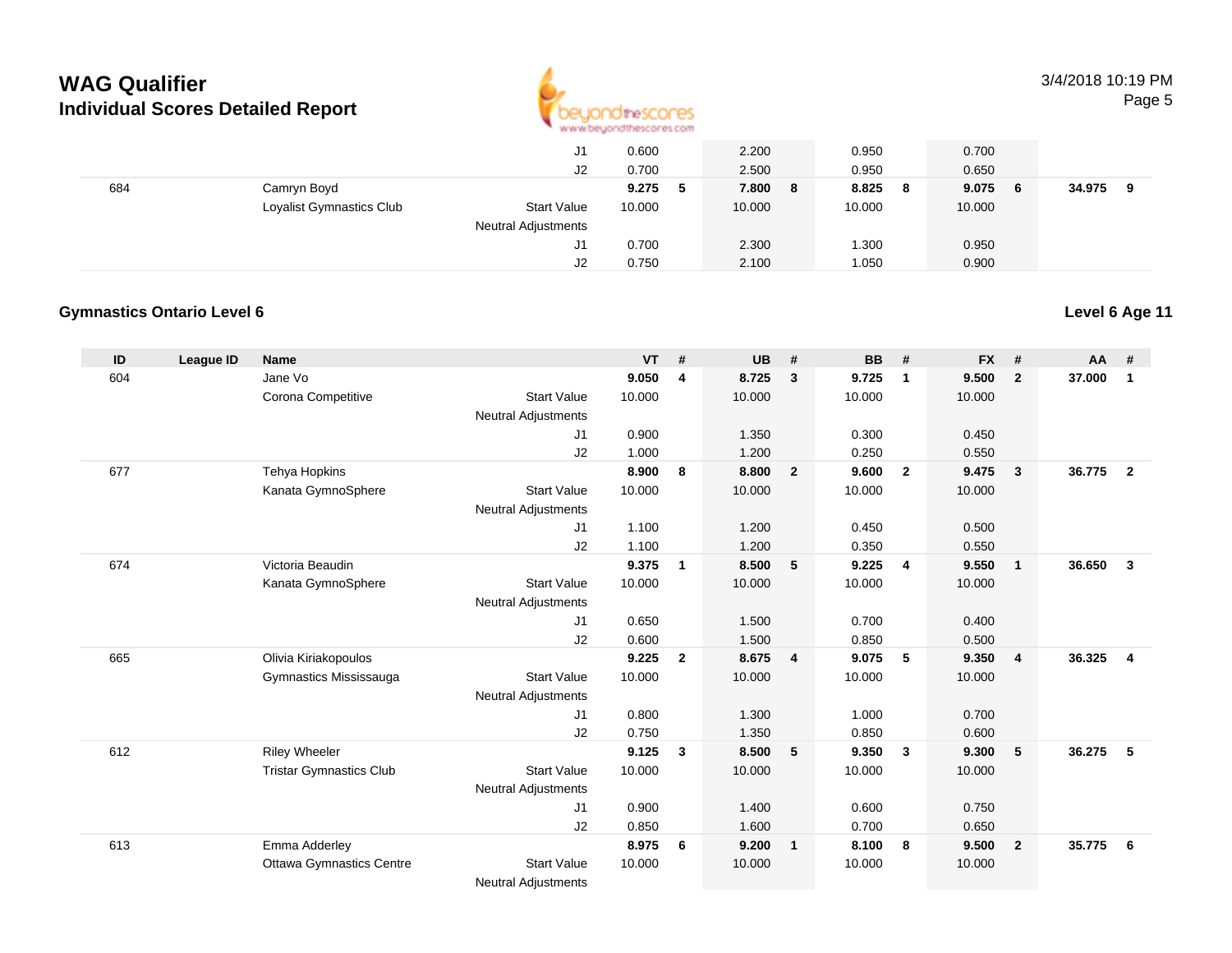# WAG Qualifier
## Individual Scores Detailed Report

| ID | League ID | Name | | VT | # | UB | # | BB | # | FX | # | AA | # |
|---|---|---|---|---|---|---|---|---|---|---|---|---|---|
| | | | J1 | 0.600 | | 2.200 | | 0.950 | | 0.700 | | | |
| | | | J2 | 0.700 | | 2.500 | | 0.950 | | 0.650 | | | |
| 684 | | Camryn Boyd | | **9.275** | **5** | **7.800** | **8** | **8.825** | **8** | **9.075** | **6** | **34.975** | **9** |
| | | Loyalist Gymnastics Club | Start Value | 10.000 | | 10.000 | | 10.000 | | 10.000 | | | |
| | | | Neutral Adjustments | | | | | | | | | | |
| | | | J1 | 0.700 | | 2.300 | | 1.300 | | 0.950 | | | |
| | | | J2 | 0.750 | | 2.100 | | 1.050 | | 0.900 | | | |

### Gymnastics Ontario Level 6

**Level 6 Age 11**

| ID | League ID | Name | | VT | # | UB | # | BB | # | FX | # | AA | # |
|---|---|---|---|---|---|---|---|---|---|---|---|---|---|
| 604 | | Jane Vo | | **9.050** | **4** | **8.725** | **3** | **9.725** | **1** | **9.500** | **2** | **37.000** | **1** |
| | | Corona Competitive | Start Value | 10.000 | | 10.000 | | 10.000 | | 10.000 | | | |
| | | | Neutral Adjustments | | | | | | | | | | |
| | | | J1 | 0.900 | | 1.350 | | 0.300 | | 0.450 | | | |
| | | | J2 | 1.000 | | 1.200 | | 0.250 | | 0.550 | | | |
| 677 | | Tehya Hopkins | | **8.900** | **8** | **8.800** | **2** | **9.600** | **2** | **9.475** | **3** | **36.775** | **2** |
| | | Kanata GymnoSphere | Start Value | 10.000 | | 10.000 | | 10.000 | | 10.000 | | | |
| | | | Neutral Adjustments | | | | | | | | | | |
| | | | J1 | 1.100 | | 1.200 | | 0.450 | | 0.500 | | | |
| | | | J2 | 1.100 | | 1.200 | | 0.350 | | 0.550 | | | |
| 674 | | Victoria Beaudin | | **9.375** | **1** | **8.500** | **5** | **9.225** | **4** | **9.550** | **1** | **36.650** | **3** |
| | | Kanata GymnoSphere | Start Value | 10.000 | | 10.000 | | 10.000 | | 10.000 | | | |
| | | | Neutral Adjustments | | | | | | | | | | |
| | | | J1 | 0.650 | | 1.500 | | 0.700 | | 0.400 | | | |
| | | | J2 | 0.600 | | 1.500 | | 0.850 | | 0.500 | | | |
| 665 | | Olivia Kiriakopoulos | | **9.225** | **2** | **8.675** | **4** | **9.075** | **5** | **9.350** | **4** | **36.325** | **4** |
| | | Gymnastics Mississauga | Start Value | 10.000 | | 10.000 | | 10.000 | | 10.000 | | | |
| | | | Neutral Adjustments | | | | | | | | | | |
| | | | J1 | 0.800 | | 1.300 | | 1.000 | | 0.700 | | | |
| | | | J2 | 0.750 | | 1.350 | | 0.850 | | 0.600 | | | |
| 612 | | Riley Wheeler | | **9.125** | **3** | **8.500** | **5** | **9.350** | **3** | **9.300** | **5** | **36.275** | **5** |
| | | Tristar Gymnastics Club | Start Value | 10.000 | | 10.000 | | 10.000 | | 10.000 | | | |
| | | | Neutral Adjustments | | | | | | | | | | |
| | | | J1 | 0.900 | | 1.400 | | 0.600 | | 0.750 | | | |
| | | | J2 | 0.850 | | 1.600 | | 0.700 | | 0.650 | | | |
| 613 | | Emma Adderley | | **8.975** | **6** | **9.200** | **1** | **8.100** | **8** | **9.500** | **2** | **35.775** | **6** |
| | | Ottawa Gymnastics Centre | Start Value | 10.000 | | 10.000 | | 10.000 | | 10.000 | | | |
| | | | Neutral Adjustments | | | | | | | | | | |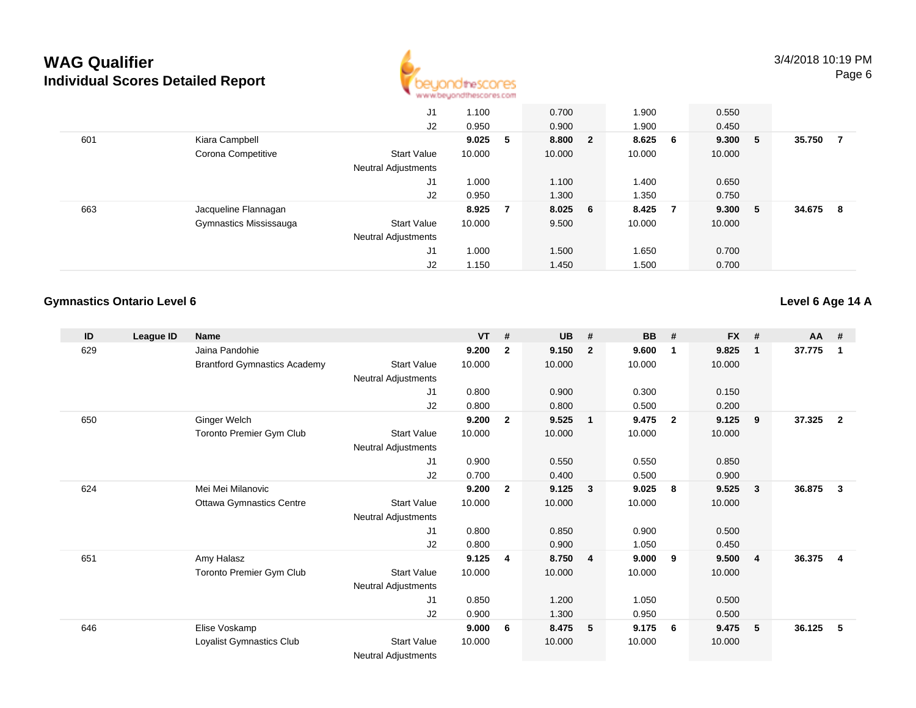# WAG Qualifier
## Individual Scores Detailed Report

| ID | League ID | Name | | VT | # | UB | # | BB | # | FX | # | AA | # |
|---|---|---|---|---|---|---|---|---|---|---|---|---|---|
| | | | J1 | 1.100 | | 0.700 | | 1.900 | | 0.550 | | | |
| | | | J2 | 0.950 | | 0.900 | | 1.900 | | 0.450 | | | |
| 601 | | Kiara Campbell | | **9.025** | **5** | **8.800** | **2** | **8.625** | **6** | **9.300** | **5** | **35.750** | **7** |
| | | Corona Competitive | Start Value | 10.000 | | 10.000 | | 10.000 | | 10.000 | | | |
| | | | Neutral Adjustments | | | | | | | | | | |
| | | | J1 | 1.000 | | 1.100 | | 1.400 | | 0.650 | | | |
| | | | J2 | 0.950 | | 1.300 | | 1.350 | | 0.750 | | | |
| 663 | | Jacqueline Flannagan | | **8.925** | **7** | **8.025** | **6** | **8.425** | **7** | **9.300** | **5** | **34.675** | **8** |
| | | Gymnastics Mississauga | Start Value | 10.000 | | 9.500 | | 10.000 | | 10.000 | | | |
| | | | Neutral Adjustments | | | | | | | | | | |
| | | | J1 | 1.000 | | 1.500 | | 1.650 | | 0.700 | | | |
| | | | J2 | 1.150 | | 1.450 | | 1.500 | | 0.700 | | | |

### Gymnastics Ontario Level 6

**Level 6 Age 14 A**

| ID | League ID | Name | | VT | # | UB | # | BB | # | FX | # | AA | # |
|---|---|---|---|---|---|---|---|---|---|---|---|---|---|
| 629 | | Jaina Pandohie | | **9.200** | **2** | **9.150** | **2** | **9.600** | **1** | **9.825** | **1** | **37.775** | **1** |
| | | Brantford Gymnastics Academy | Start Value | 10.000 | | 10.000 | | 10.000 | | 10.000 | | | |
| | | | Neutral Adjustments | | | | | | | | | | |
| | | | J1 | 0.800 | | 0.900 | | 0.300 | | 0.150 | | | |
| | | | J2 | 0.800 | | 0.800 | | 0.500 | | 0.200 | | | |
| 650 | | Ginger Welch | | **9.200** | **2** | **9.525** | **1** | **9.475** | **2** | **9.125** | **9** | **37.325** | **2** |
| | | Toronto Premier Gym Club | Start Value | 10.000 | | 10.000 | | 10.000 | | 10.000 | | | |
| | | | Neutral Adjustments | | | | | | | | | | |
| | | | J1 | 0.900 | | 0.550 | | 0.550 | | 0.850 | | | |
| | | | J2 | 0.700 | | 0.400 | | 0.500 | | 0.900 | | | |
| 624 | | Mei Mei Milanovic | | **9.200** | **2** | **9.125** | **3** | **9.025** | **8** | **9.525** | **3** | **36.875** | **3** |
| | | Ottawa Gymnastics Centre | Start Value | 10.000 | | 10.000 | | 10.000 | | 10.000 | | | |
| | | | Neutral Adjustments | | | | | | | | | | |
| | | | J1 | 0.800 | | 0.850 | | 0.900 | | 0.500 | | | |
| | | | J2 | 0.800 | | 0.900 | | 1.050 | | 0.450 | | | |
| 651 | | Amy Halasz | | **9.125** | **4** | **8.750** | **4** | **9.000** | **9** | **9.500** | **4** | **36.375** | **4** |
| | | Toronto Premier Gym Club | Start Value | 10.000 | | 10.000 | | 10.000 | | 10.000 | | | |
| | | | Neutral Adjustments | | | | | | | | | | |
| | | | J1 | 0.850 | | 1.200 | | 1.050 | | 0.500 | | | |
| | | | J2 | 0.900 | | 1.300 | | 0.950 | | 0.500 | | | |
| 646 | | Elise Voskamp | | **9.000** | **6** | **8.475** | **5** | **9.175** | **6** | **9.475** | **5** | **36.125** | **5** |
| | | Loyalist Gymnastics Club | Start Value | 10.000 | | 10.000 | | 10.000 | | 10.000 | | | |
| | | | Neutral Adjustments | | | | | | | | | | |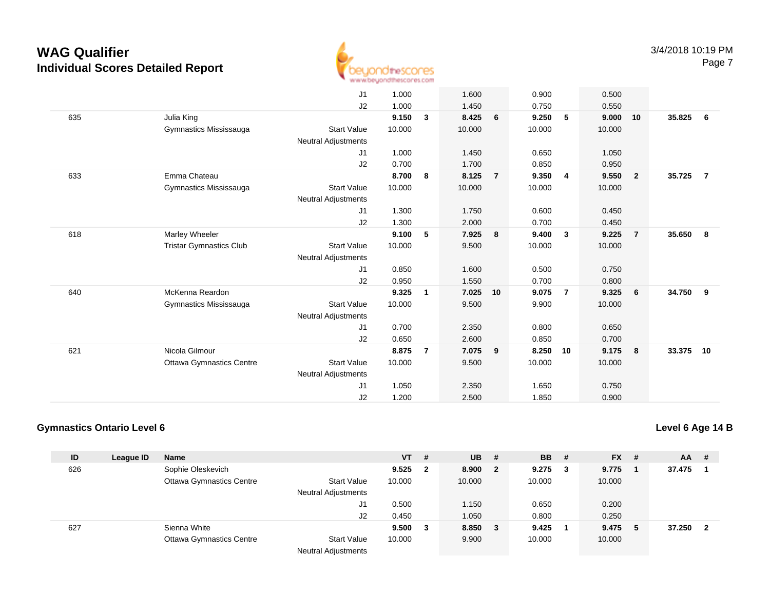# WAG Qualifier
## Individual Scores Detailed Report

| ID | League ID | Name | | VT | # | UB | # | BB | # | FX | # | AA | # |
|---|---|---|---|---|---|---|---|---|---|---|---|---|---|
| | | | J1 | 1.000 | | 1.600 | | 0.900 | | 0.500 | | | |
| | | | J2 | 1.000 | | 1.450 | | 0.750 | | 0.550 | | | |
| 635 | | Julia King | | **9.150** | **3** | **8.425** | **6** | **9.250** | **5** | **9.000** | **10** | **35.825** | **6** |
| | | Gymnastics Mississauga | Start Value | 10.000 | | 10.000 | | 10.000 | | 10.000 | | | |
| | | | Neutral Adjustments | | | | | | | | | | |
| | | | J1 | 1.000 | | 1.450 | | 0.650 | | 1.050 | | | |
| | | | J2 | 0.700 | | 1.700 | | 0.850 | | 0.950 | | | |
| 633 | | Emma Chateau | | **8.700** | **8** | **8.125** | **7** | **9.350** | **4** | **9.550** | **2** | **35.725** | **7** |
| | | Gymnastics Mississauga | Start Value | 10.000 | | 10.000 | | 10.000 | | 10.000 | | | |
| | | | Neutral Adjustments | | | | | | | | | | |
| | | | J1 | 1.300 | | 1.750 | | 0.600 | | 0.450 | | | |
| | | | J2 | 1.300 | | 2.000 | | 0.700 | | 0.450 | | | |
| 618 | | Marley Wheeler | | **9.100** | **5** | **7.925** | **8** | **9.400** | **3** | **9.225** | **7** | **35.650** | **8** |
| | | Tristar Gymnastics Club | Start Value | 10.000 | | 9.500 | | 10.000 | | 10.000 | | | |
| | | | Neutral Adjustments | | | | | | | | | | |
| | | | J1 | 0.850 | | 1.600 | | 0.500 | | 0.750 | | | |
| | | | J2 | 0.950 | | 1.550 | | 0.700 | | 0.800 | | | |
| 640 | | McKenna Reardon | | **9.325** | **1** | **7.025** | **10** | **9.075** | **7** | **9.325** | **6** | **34.750** | **9** |
| | | Gymnastics Mississauga | Start Value | 10.000 | | 9.500 | | 9.900 | | 10.000 | | | |
| | | | Neutral Adjustments | | | | | | | | | | |
| | | | J1 | 0.700 | | 2.350 | | 0.800 | | 0.650 | | | |
| | | | J2 | 0.650 | | 2.600 | | 0.850 | | 0.700 | | | |
| 621 | | Nicola Gilmour | | **8.875** | **7** | **7.075** | **9** | **8.250** | **10** | **9.175** | **8** | **33.375** | **10** |
| | | Ottawa Gymnastics Centre | Start Value | 10.000 | | 9.500 | | 10.000 | | 10.000 | | | |
| | | | Neutral Adjustments | | | | | | | | | | |
| | | | J1 | 1.050 | | 2.350 | | 1.650 | | 0.750 | | | |
| | | | J2 | 1.200 | | 2.500 | | 1.850 | | 0.900 | | | |

### Gymnastics Ontario Level 6

**Level 6 Age 14 B**

| ID | League ID | Name | | VT | # | UB | # | BB | # | FX | # | AA | # |
|---|---|---|---|---|---|---|---|---|---|---|---|---|---|
| 626 | | Sophie Oleskevich | | **9.525** | **2** | **8.900** | **2** | **9.275** | **3** | **9.775** | **1** | **37.475** | **1** |
| | | Ottawa Gymnastics Centre | Start Value | 10.000 | | 10.000 | | 10.000 | | 10.000 | | | |
| | | | Neutral Adjustments | | | | | | | | | | |
| | | | J1 | 0.500 | | 1.150 | | 0.650 | | 0.200 | | | |
| | | | J2 | 0.450 | | 1.050 | | 0.800 | | 0.250 | | | |
| 627 | | Sienna White | | **9.500** | **3** | **8.850** | **3** | **9.425** | **1** | **9.475** | **5** | **37.250** | **2** |
| | | Ottawa Gymnastics Centre | Start Value | 10.000 | | 9.900 | | 10.000 | | 10.000 | | | |
| | | | Neutral Adjustments | | | | | | | | | | |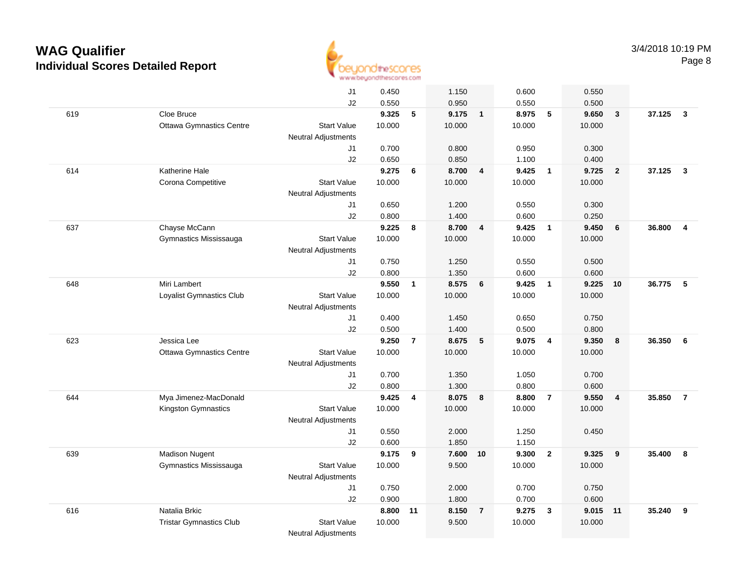# WAG Qualifier

## Individual Scores Detailed Report

3/4/2018 10:19 PM

| # | Name / Club | | Vault | Rank | Bars | Rank | Beam | Rank | Floor | Rank | AA | Rank |
|---|---|---|---|---|---|---|---|---|---|---|---|---|
| | | J1 | 0.450 | | 1.150 | | 0.600 | | 0.550 | | | |
| | | J2 | 0.550 | | 0.950 | | 0.550 | | 0.500 | | | |
| 619 | Cloe Bruce | | **9.325** | **5** | **9.175** | **1** | **8.975** | **5** | **9.650** | **3** | **37.125** | **3** |
| | Ottawa Gymnastics Centre | Start Value | 10.000 | | 10.000 | | 10.000 | | 10.000 | | | |
| | | Neutral Adjustments | | | | | | | | | | |
| | | J1 | 0.700 | | 0.800 | | 0.950 | | 0.300 | | | |
| | | J2 | 0.650 | | 0.850 | | 1.100 | | 0.400 | | | |
| 614 | Katherine Hale | | **9.275** | **6** | **8.700** | **4** | **9.425** | **1** | **9.725** | **2** | **37.125** | **3** |
| | Corona Competitive | Start Value | 10.000 | | 10.000 | | 10.000 | | 10.000 | | | |
| | | Neutral Adjustments | | | | | | | | | | |
| | | J1 | 0.650 | | 1.200 | | 0.550 | | 0.300 | | | |
| | | J2 | 0.800 | | 1.400 | | 0.600 | | 0.250 | | | |
| 637 | Chayse McCann | | **9.225** | **8** | **8.700** | **4** | **9.425** | **1** | **9.450** | **6** | **36.800** | **4** |
| | Gymnastics Mississauga | Start Value | 10.000 | | 10.000 | | 10.000 | | 10.000 | | | |
| | | Neutral Adjustments | | | | | | | | | | |
| | | J1 | 0.750 | | 1.250 | | 0.550 | | 0.500 | | | |
| | | J2 | 0.800 | | 1.350 | | 0.600 | | 0.600 | | | |
| 648 | Miri Lambert | | **9.550** | **1** | **8.575** | **6** | **9.425** | **1** | **9.225** | **10** | **36.775** | **5** |
| | Loyalist Gymnastics Club | Start Value | 10.000 | | 10.000 | | 10.000 | | 10.000 | | | |
| | | Neutral Adjustments | | | | | | | | | | |
| | | J1 | 0.400 | | 1.450 | | 0.650 | | 0.750 | | | |
| | | J2 | 0.500 | | 1.400 | | 0.500 | | 0.800 | | | |
| 623 | Jessica Lee | | **9.250** | **7** | **8.675** | **5** | **9.075** | **4** | **9.350** | **8** | **36.350** | **6** |
| | Ottawa Gymnastics Centre | Start Value | 10.000 | | 10.000 | | 10.000 | | 10.000 | | | |
| | | Neutral Adjustments | | | | | | | | | | |
| | | J1 | 0.700 | | 1.350 | | 1.050 | | 0.700 | | | |
| | | J2 | 0.800 | | 1.300 | | 0.800 | | 0.600 | | | |
| 644 | Mya Jimenez-MacDonald | | **9.425** | **4** | **8.075** | **8** | **8.800** | **7** | **9.550** | **4** | **35.850** | **7** |
| | Kingston Gymnastics | Start Value | 10.000 | | 10.000 | | 10.000 | | 10.000 | | | |
| | | Neutral Adjustments | | | | | | | | | | |
| | | J1 | 0.550 | | 2.000 | | 1.250 | | 0.450 | | | |
| | | J2 | 0.600 | | 1.850 | | 1.150 | | | | | |
| 639 | Madison Nugent | | **9.175** | **9** | **7.600** | **10** | **9.300** | **2** | **9.325** | **9** | **35.400** | **8** |
| | Gymnastics Mississauga | Start Value | 10.000 | | 9.500 | | 10.000 | | 10.000 | | | |
| | | Neutral Adjustments | | | | | | | | | | |
| | | J1 | 0.750 | | 2.000 | | 0.700 | | 0.750 | | | |
| | | J2 | 0.900 | | 1.800 | | 0.700 | | 0.600 | | | |
| 616 | Natalia Brkic | | **8.800** | **11** | **8.150** | **7** | **9.275** | **3** | **9.015** | **11** | **35.240** | **9** |
| | Tristar Gymnastics Club | Start Value | 10.000 | | 9.500 | | 10.000 | | 10.000 | | | |
| | | Neutral Adjustments | | | | | | | | | | |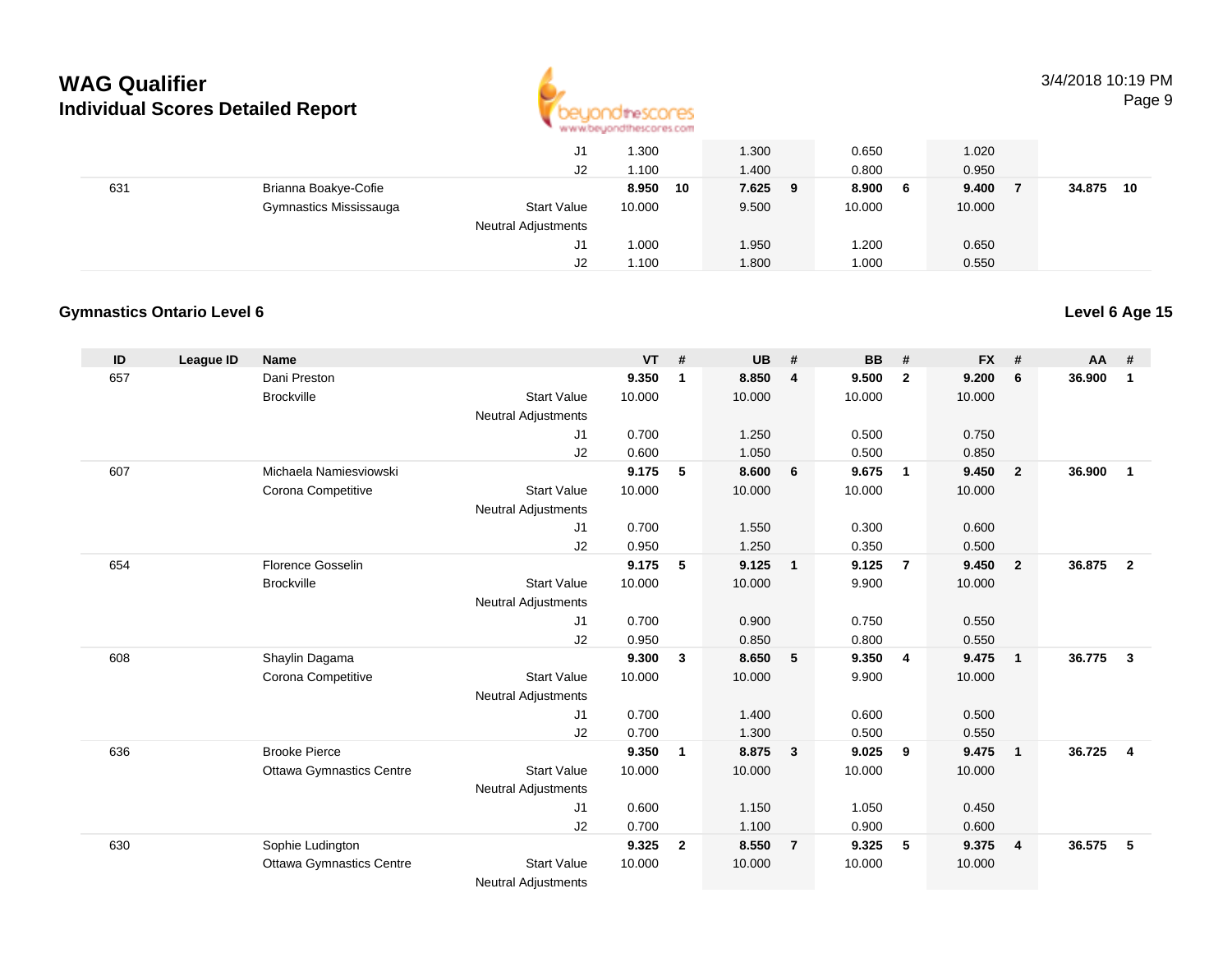# WAG Qualifier
## Individual Scores Detailed Report

| ID | League ID | Name | | VT | # | UB | # | BB | # | FX | # | AA | # |
|---|---|---|---|---|---|---|---|---|---|---|---|---|---|
| | | | J1 | 1.300 | | 1.300 | | 0.650 | | 1.020 | | | |
| | | | J2 | 1.100 | | 1.400 | | 0.800 | | 0.950 | | | |
| 631 | | Brianna Boakye-Cofie | | **8.950** | **10** | **7.625** | **9** | **8.900** | **6** | **9.400** | **7** | **34.875** | **10** |
| | | Gymnastics Mississauga | Start Value | 10.000 | | 9.500 | | 10.000 | | 10.000 | | | |
| | | | Neutral Adjustments | | | | | | | | | | |
| | | | J1 | 1.000 | | 1.950 | | 1.200 | | 0.650 | | | |
| | | | J2 | 1.100 | | 1.800 | | 1.000 | | 0.550 | | | |

### Gymnastics Ontario Level 6

**Level 6 Age 15**

| ID | League ID | Name | | VT | # | UB | # | BB | # | FX | # | AA | # |
|---|---|---|---|---|---|---|---|---|---|---|---|---|---|
| 657 | | Dani Preston | | **9.350** | **1** | **8.850** | **4** | **9.500** | **2** | **9.200** | **6** | **36.900** | **1** |
| | | Brockville | Start Value | 10.000 | | 10.000 | | 10.000 | | 10.000 | | | |
| | | | Neutral Adjustments | | | | | | | | | | |
| | | | J1 | 0.700 | | 1.250 | | 0.500 | | 0.750 | | | |
| | | | J2 | 0.600 | | 1.050 | | 0.500 | | 0.850 | | | |
| 607 | | Michaela Namiesviowski | | **9.175** | **5** | **8.600** | **6** | **9.675** | **1** | **9.450** | **2** | **36.900** | **1** |
| | | Corona Competitive | Start Value | 10.000 | | 10.000 | | 10.000 | | 10.000 | | | |
| | | | Neutral Adjustments | | | | | | | | | | |
| | | | J1 | 0.700 | | 1.550 | | 0.300 | | 0.600 | | | |
| | | | J2 | 0.950 | | 1.250 | | 0.350 | | 0.500 | | | |
| 654 | | Florence Gosselin | | **9.175** | **5** | **9.125** | **1** | **9.125** | **7** | **9.450** | **2** | **36.875** | **2** |
| | | Brockville | Start Value | 10.000 | | 10.000 | | 9.900 | | 10.000 | | | |
| | | | Neutral Adjustments | | | | | | | | | | |
| | | | J1 | 0.700 | | 0.900 | | 0.750 | | 0.550 | | | |
| | | | J2 | 0.950 | | 0.850 | | 0.800 | | 0.550 | | | |
| 608 | | Shaylin Dagama | | **9.300** | **3** | **8.650** | **5** | **9.350** | **4** | **9.475** | **1** | **36.775** | **3** |
| | | Corona Competitive | Start Value | 10.000 | | 10.000 | | 9.900 | | 10.000 | | | |
| | | | Neutral Adjustments | | | | | | | | | | |
| | | | J1 | 0.700 | | 1.400 | | 0.600 | | 0.500 | | | |
| | | | J2 | 0.700 | | 1.300 | | 0.500 | | 0.550 | | | |
| 636 | | Brooke Pierce | | **9.350** | **1** | **8.875** | **3** | **9.025** | **9** | **9.475** | **1** | **36.725** | **4** |
| | | Ottawa Gymnastics Centre | Start Value | 10.000 | | 10.000 | | 10.000 | | 10.000 | | | |
| | | | Neutral Adjustments | | | | | | | | | | |
| | | | J1 | 0.600 | | 1.150 | | 1.050 | | 0.450 | | | |
| | | | J2 | 0.700 | | 1.100 | | 0.900 | | 0.600 | | | |
| 630 | | Sophie Ludington | | **9.325** | **2** | **8.550** | **7** | **9.325** | **5** | **9.375** | **4** | **36.575** | **5** |
| | | Ottawa Gymnastics Centre | Start Value | 10.000 | | 10.000 | | 10.000 | | 10.000 | | | |
| | | | Neutral Adjustments | | | | | | | | | | |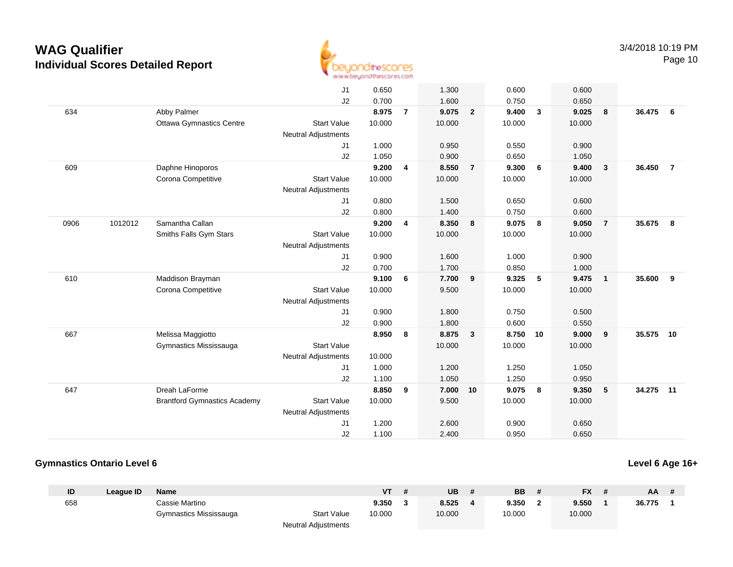# WAG Qualifier
## Individual Scores Detailed Report

3/4/2018 10:19 PM

| ID | League ID | Name | | VT | # | UB | # | BB | # | FX | # | AA | # |
|---|---|---|---|---|---|---|---|---|---|---|---|---|---|
| | | | J1 | 0.650 | | 1.300 | | 0.600 | | 0.600 | | | |
| | | | J2 | 0.700 | | 1.600 | | 0.750 | | 0.650 | | | |
| 634 | | Abby Palmer | | **8.975** | **7** | **9.075** | **2** | **9.400** | **3** | **9.025** | **8** | **36.475** | **6** |
| | | Ottawa Gymnastics Centre | Start Value | 10.000 | | 10.000 | | 10.000 | | 10.000 | | | |
| | | | Neutral Adjustments | | | | | | | | | | |
| | | | J1 | 1.000 | | 0.950 | | 0.550 | | 0.900 | | | |
| | | | J2 | 1.050 | | 0.900 | | 0.650 | | 1.050 | | | |
| 609 | | Daphne Hinoporos | | **9.200** | **4** | **8.550** | **7** | **9.300** | **6** | **9.400** | **3** | **36.450** | **7** |
| | | Corona Competitive | Start Value | 10.000 | | 10.000 | | 10.000 | | 10.000 | | | |
| | | | Neutral Adjustments | | | | | | | | | | |
| | | | J1 | 0.800 | | 1.500 | | 0.650 | | 0.600 | | | |
| | | | J2 | 0.800 | | 1.400 | | 0.750 | | 0.600 | | | |
| 0906 | 1012012 | Samantha Callan | | **9.200** | **4** | **8.350** | **8** | **9.075** | **8** | **9.050** | **7** | **35.675** | **8** |
| | | Smiths Falls Gym Stars | Start Value | 10.000 | | 10.000 | | 10.000 | | 10.000 | | | |
| | | | Neutral Adjustments | | | | | | | | | | |
| | | | J1 | 0.900 | | 1.600 | | 1.000 | | 0.900 | | | |
| | | | J2 | 0.700 | | 1.700 | | 0.850 | | 1.000 | | | |
| 610 | | Maddison Brayman | | **9.100** | **6** | **7.700** | **9** | **9.325** | **5** | **9.475** | **1** | **35.600** | **9** |
| | | Corona Competitive | Start Value | 10.000 | | 9.500 | | 10.000 | | 10.000 | | | |
| | | | Neutral Adjustments | | | | | | | | | | |
| | | | J1 | 0.900 | | 1.800 | | 0.750 | | 0.500 | | | |
| | | | J2 | 0.900 | | 1.800 | | 0.600 | | 0.550 | | | |
| 667 | | Melissa Maggiotto | | **8.950** | **8** | **8.875** | **3** | **8.750** | **10** | **9.000** | **9** | **35.575** | **10** |
| | | Gymnastics Mississauga | Start Value | | | 10.000 | | 10.000 | | 10.000 | | | |
| | | | Neutral Adjustments | 10.000 | | | | | | | | | |
| | | | J1 | 1.000 | | 1.200 | | 1.250 | | 1.050 | | | |
| | | | J2 | 1.100 | | 1.050 | | 1.250 | | 0.950 | | | |
| 647 | | Dreah LaForme | | **8.850** | **9** | **7.000** | **10** | **9.075** | **8** | **9.350** | **5** | **34.275** | **11** |
| | | Brantford Gymnastics Academy | Start Value | 10.000 | | 9.500 | | 10.000 | | 10.000 | | | |
| | | | Neutral Adjustments | | | | | | | | | | |
| | | | J1 | 1.200 | | 2.600 | | 0.900 | | 0.650 | | | |
| | | | J2 | 1.100 | | 2.400 | | 0.950 | | 0.650 | | | |

### Gymnastics Ontario Level 6

**Level 6 Age 16+**

| ID | League ID | Name | | VT | # | UB | # | BB | # | FX | # | AA | # |
|---|---|---|---|---|---|---|---|---|---|---|---|---|---|
| 658 | | Cassie Martino | | **9.350** | **3** | **8.525** | **4** | **9.350** | **2** | **9.550** | **1** | **36.775** | **1** |
| | | Gymnastics Mississauga | Start Value | 10.000 | | 10.000 | | 10.000 | | 10.000 | | | |
| | | | Neutral Adjustments | | | | | | | | | | |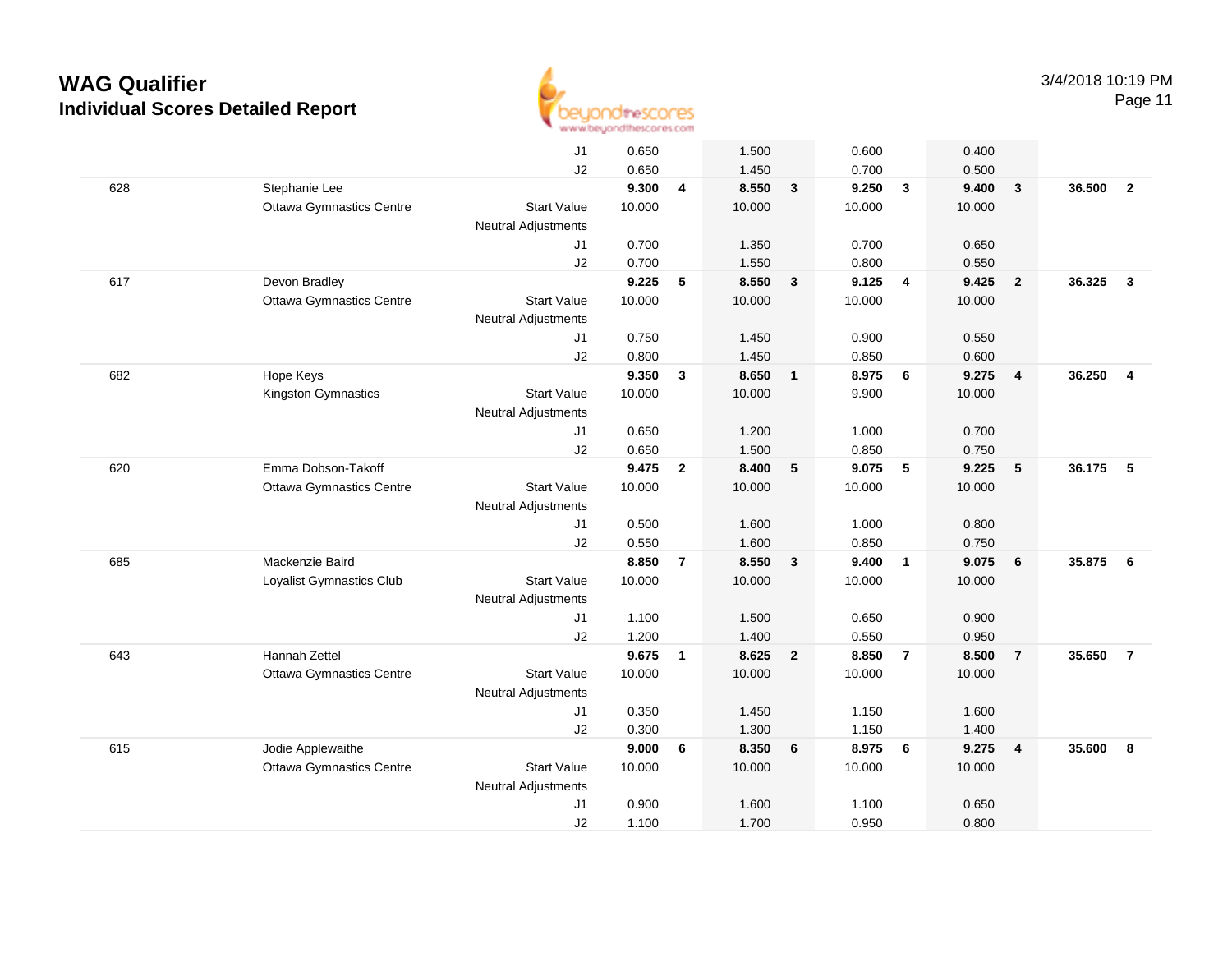# WAG Qualifier

## Individual Scores Detailed Report

3/4/2018 10:19 PM

| | | | | | | | | | | | | |
|---|---|---|---|---|---|---|---|---|---|---|---|---|
| | | J1 | 0.650 | | 1.500 | | 0.600 | | 0.400 | | | |
| | | J2 | 0.650 | | 1.450 | | 0.700 | | 0.500 | | | |
| 628 | Stephanie Lee | | **9.300** | **4** | **8.550** | **3** | **9.250** | **3** | **9.400** | **3** | **36.500** | **2** |
| | Ottawa Gymnastics Centre | Start Value | 10.000 | | 10.000 | | 10.000 | | 10.000 | | | |
| | | Neutral Adjustments | | | | | | | | | | |
| | | J1 | 0.700 | | 1.350 | | 0.700 | | 0.650 | | | |
| | | J2 | 0.700 | | 1.550 | | 0.800 | | 0.550 | | | |
| 617 | Devon Bradley | | **9.225** | **5** | **8.550** | **3** | **9.125** | **4** | **9.425** | **2** | **36.325** | **3** |
| | Ottawa Gymnastics Centre | Start Value | 10.000 | | 10.000 | | 10.000 | | 10.000 | | | |
| | | Neutral Adjustments | | | | | | | | | | |
| | | J1 | 0.750 | | 1.450 | | 0.900 | | 0.550 | | | |
| | | J2 | 0.800 | | 1.450 | | 0.850 | | 0.600 | | | |
| 682 | Hope Keys | | **9.350** | **3** | **8.650** | **1** | **8.975** | **6** | **9.275** | **4** | **36.250** | **4** |
| | Kingston Gymnastics | Start Value | 10.000 | | 10.000 | | 9.900 | | 10.000 | | | |
| | | Neutral Adjustments | | | | | | | | | | |
| | | J1 | 0.650 | | 1.200 | | 1.000 | | 0.700 | | | |
| | | J2 | 0.650 | | 1.500 | | 0.850 | | 0.750 | | | |
| 620 | Emma Dobson-Takoff | | **9.475** | **2** | **8.400** | **5** | **9.075** | **5** | **9.225** | **5** | **36.175** | **5** |
| | Ottawa Gymnastics Centre | Start Value | 10.000 | | 10.000 | | 10.000 | | 10.000 | | | |
| | | Neutral Adjustments | | | | | | | | | | |
| | | J1 | 0.500 | | 1.600 | | 1.000 | | 0.800 | | | |
| | | J2 | 0.550 | | 1.600 | | 0.850 | | 0.750 | | | |
| 685 | Mackenzie Baird | | **8.850** | **7** | **8.550** | **3** | **9.400** | **1** | **9.075** | **6** | **35.875** | **6** |
| | Loyalist Gymnastics Club | Start Value | 10.000 | | 10.000 | | 10.000 | | 10.000 | | | |
| | | Neutral Adjustments | | | | | | | | | | |
| | | J1 | 1.100 | | 1.500 | | 0.650 | | 0.900 | | | |
| | | J2 | 1.200 | | 1.400 | | 0.550 | | 0.950 | | | |
| 643 | Hannah Zettel | | **9.675** | **1** | **8.625** | **2** | **8.850** | **7** | **8.500** | **7** | **35.650** | **7** |
| | Ottawa Gymnastics Centre | Start Value | 10.000 | | 10.000 | | 10.000 | | 10.000 | | | |
| | | Neutral Adjustments | | | | | | | | | | |
| | | J1 | 0.350 | | 1.450 | | 1.150 | | 1.600 | | | |
| | | J2 | 0.300 | | 1.300 | | 1.150 | | 1.400 | | | |
| 615 | Jodie Applewaithe | | **9.000** | **6** | **8.350** | **6** | **8.975** | **6** | **9.275** | **4** | **35.600** | **8** |
| | Ottawa Gymnastics Centre | Start Value | 10.000 | | 10.000 | | 10.000 | | 10.000 | | | |
| | | Neutral Adjustments | | | | | | | | | | |
| | | J1 | 0.900 | | 1.600 | | 1.100 | | 0.650 | | | |
| | | J2 | 1.100 | | 1.700 | | 0.950 | | 0.800 | | | |